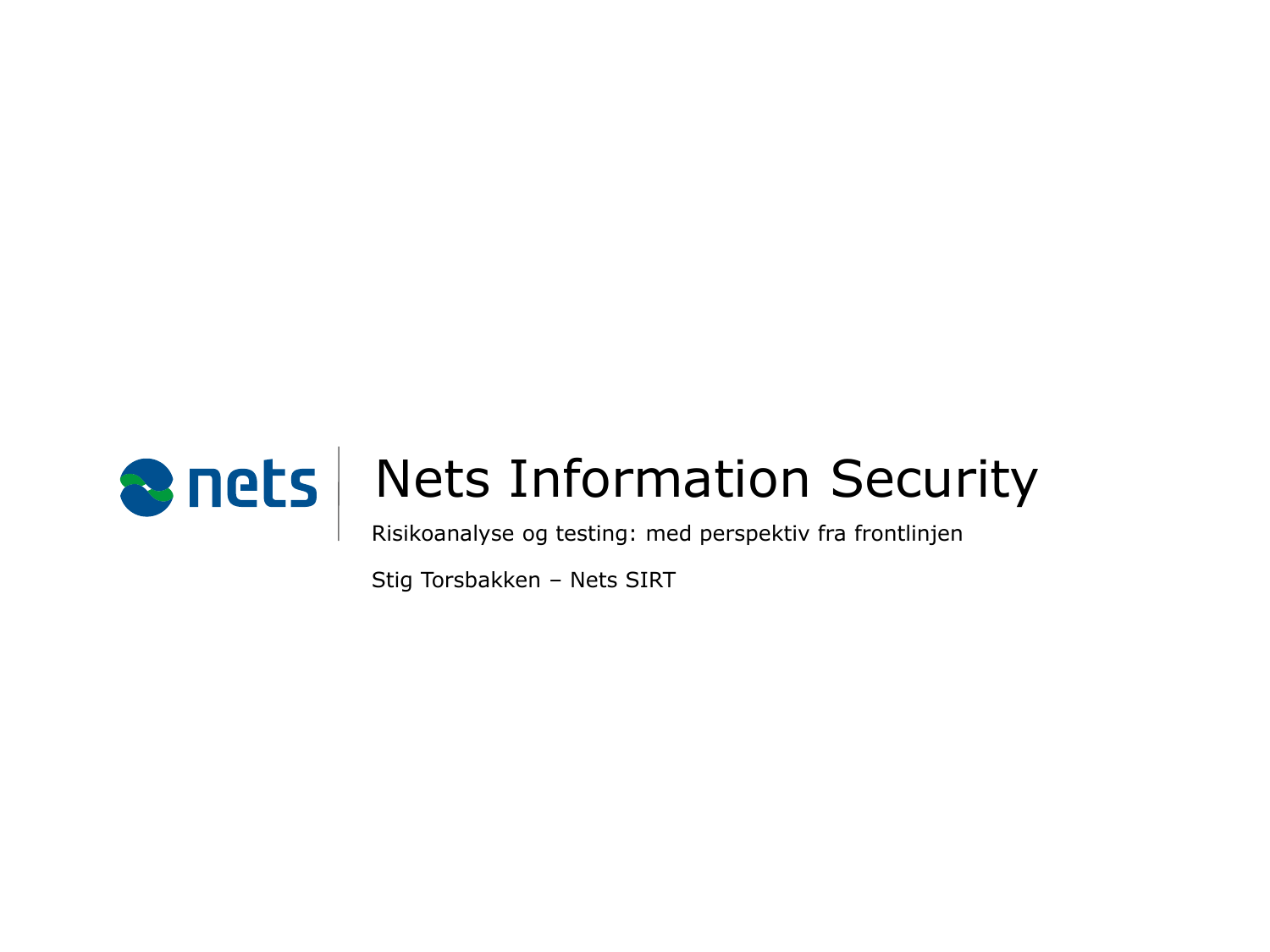nets

# Nets Information Security

Risikoanalyse og testing: med perspektiv fra frontlinjen

Stig Torsbakken – Nets SIRT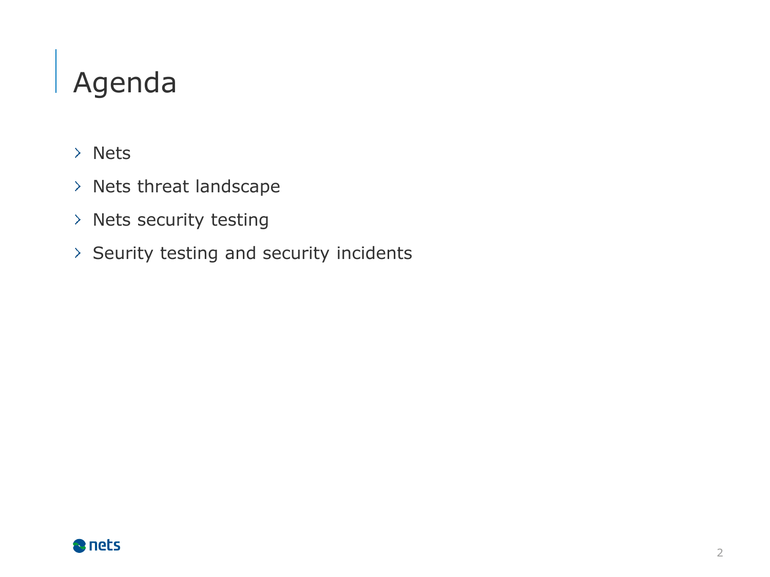# Agenda

- Nets
- Nets threat landscape
- Nets security testing
- Seurity testing and security incidents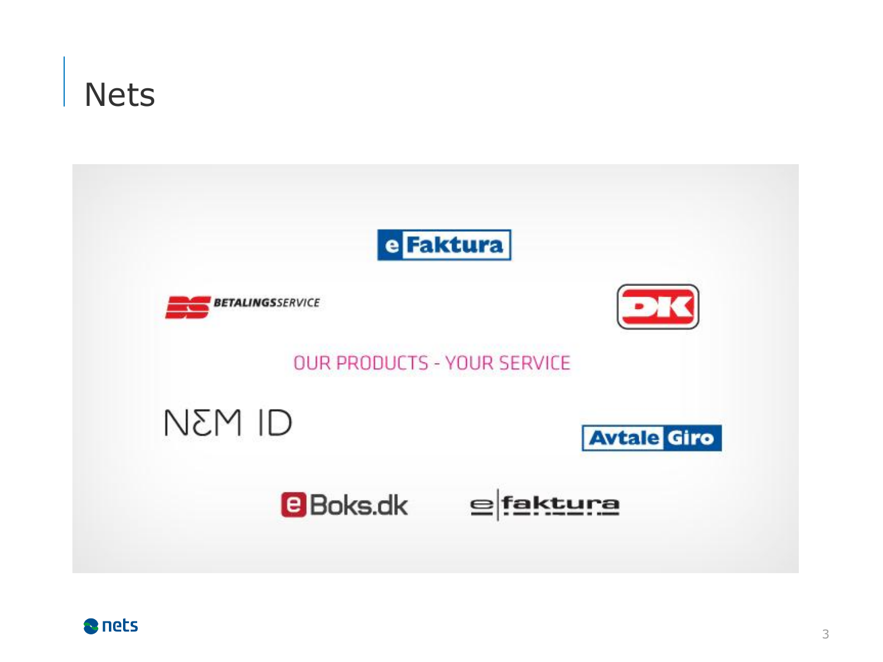# Nets

eFaktura

BETALINGSSERVICE

DK

OUR PRODUCTS - YOUR SERVICE

NEM ID

AvtaleGiro

eBoks.dk

e|faktura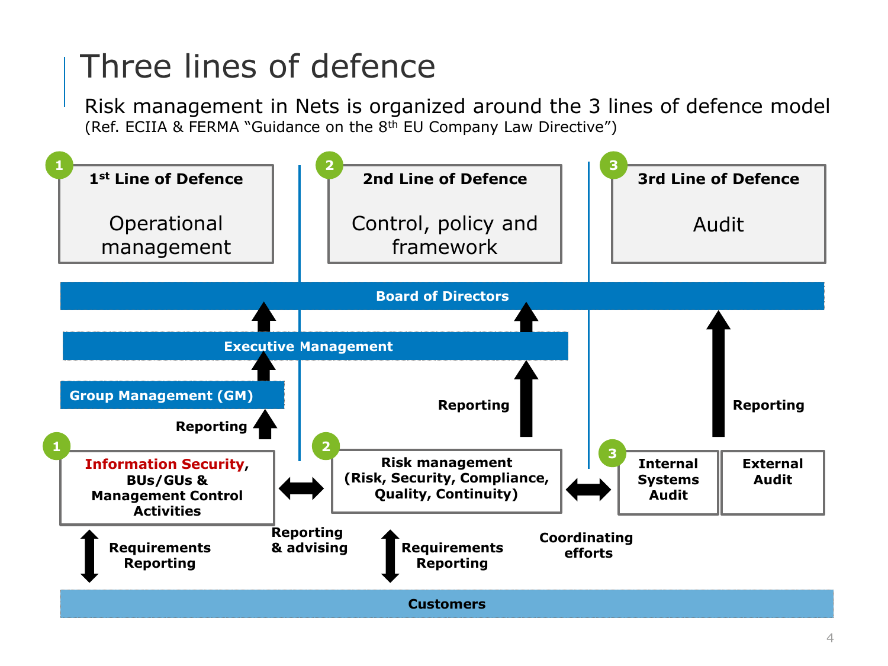# Three lines of defence

Risk management in Nets is organized around the 3 lines of defence model
(Ref. ECIIA & FERMA "Guidance on the 8th EU Company Law Directive")

**1 — 1st Line of Defence**
Operational management

**2 — 2nd Line of Defence**
Control, policy and framework

**3 — 3rd Line of Defence**
Audit

**Board of Directors**

**Executive Management**

**Group Management (GM)**

**Reporting**

**Reporting**

**Reporting**

**1 — Information Security, BUs/GUs & Management Control Activities**

**2 — Risk management (Risk, Security, Compliance, Quality, Continuity)**

**3 — Internal Systems Audit** | **External Audit**

**Requirements Reporting**

**Reporting & advising**

**Requirements Reporting**

**Coordinating efforts**

**Customers**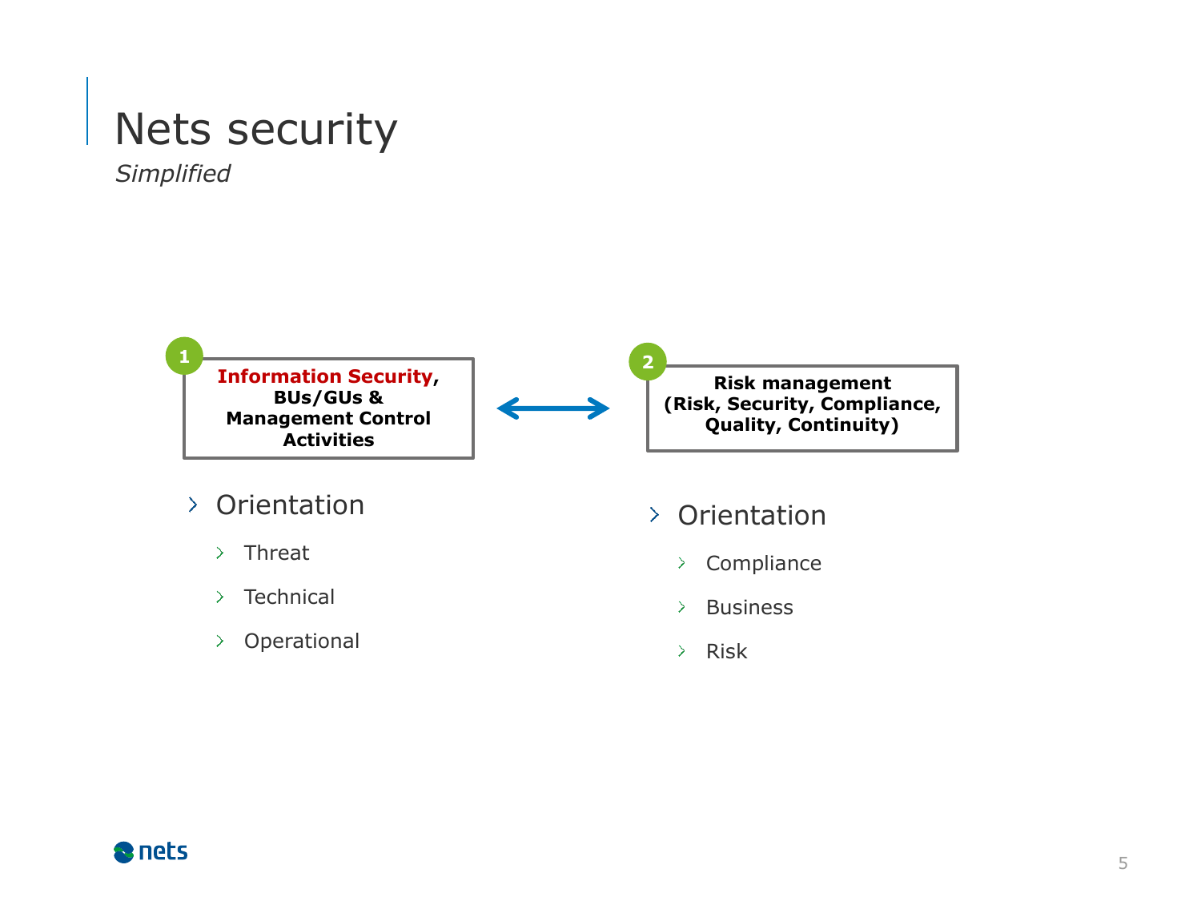# Nets security

*Simplified*

**1** **Information Security, BUs/GUs & Management Control Activities**

↔

**2** **Risk management (Risk, Security, Compliance, Quality, Continuity)**

- Orientation
  - Threat
  - Technical
  - Operational

- Orientation
  - Compliance
  - Business
  - Risk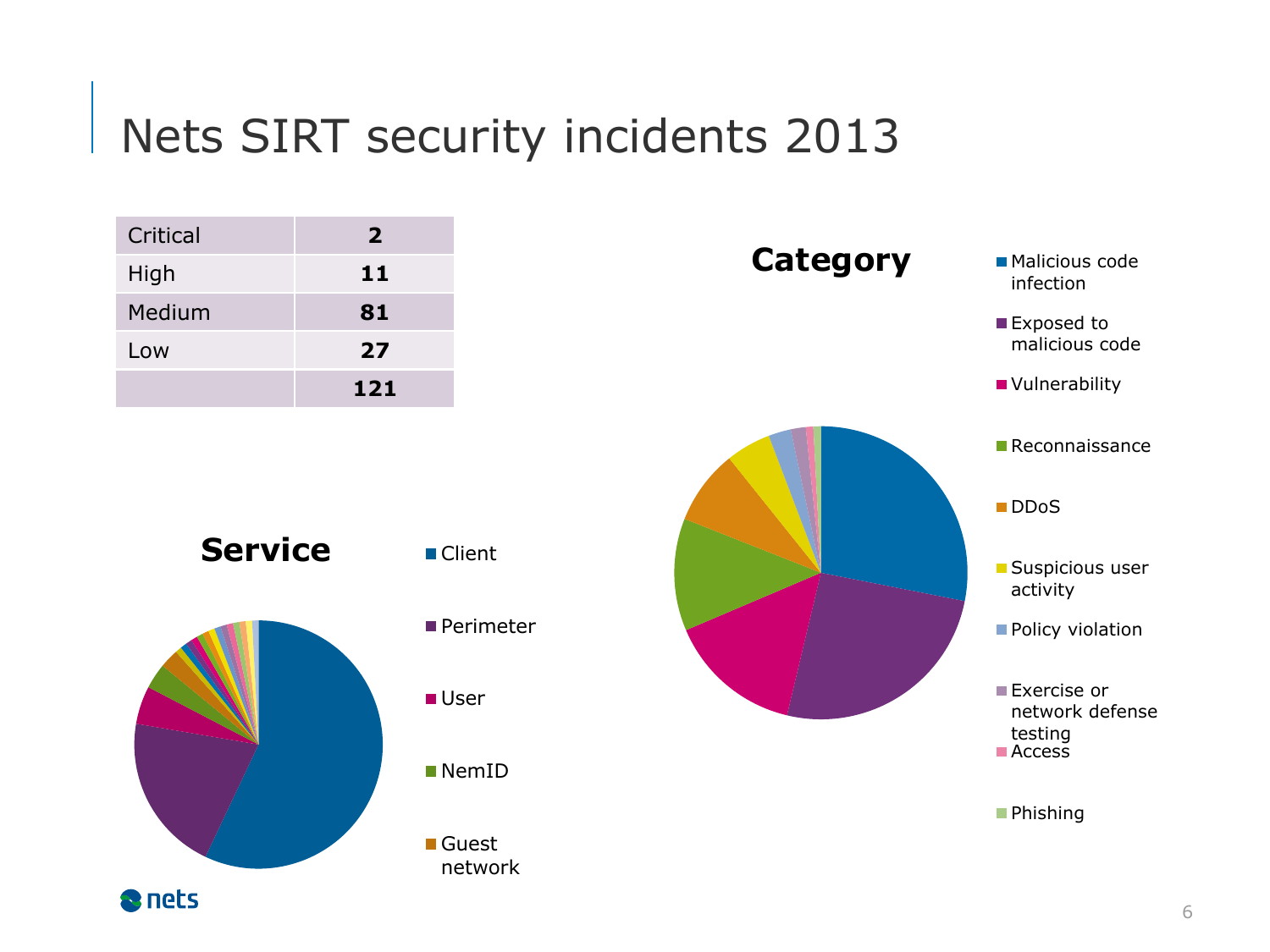# Nets SIRT security incidents 2013

| | |
|---|---|
| Critical | **2** |
| High | **11** |
| Medium | **81** |
| Low | **27** |
| | **121** |

**Service**

- Client
- Perimeter
- User
- NemID
- Guest network

**Category**

- Malicious code infection
- Exposed to malicious code
- Vulnerability
- Reconnaissance
- DDoS
- Suspicious user activity
- Policy violation
- Exercise or network defense testing
- Access
- Phishing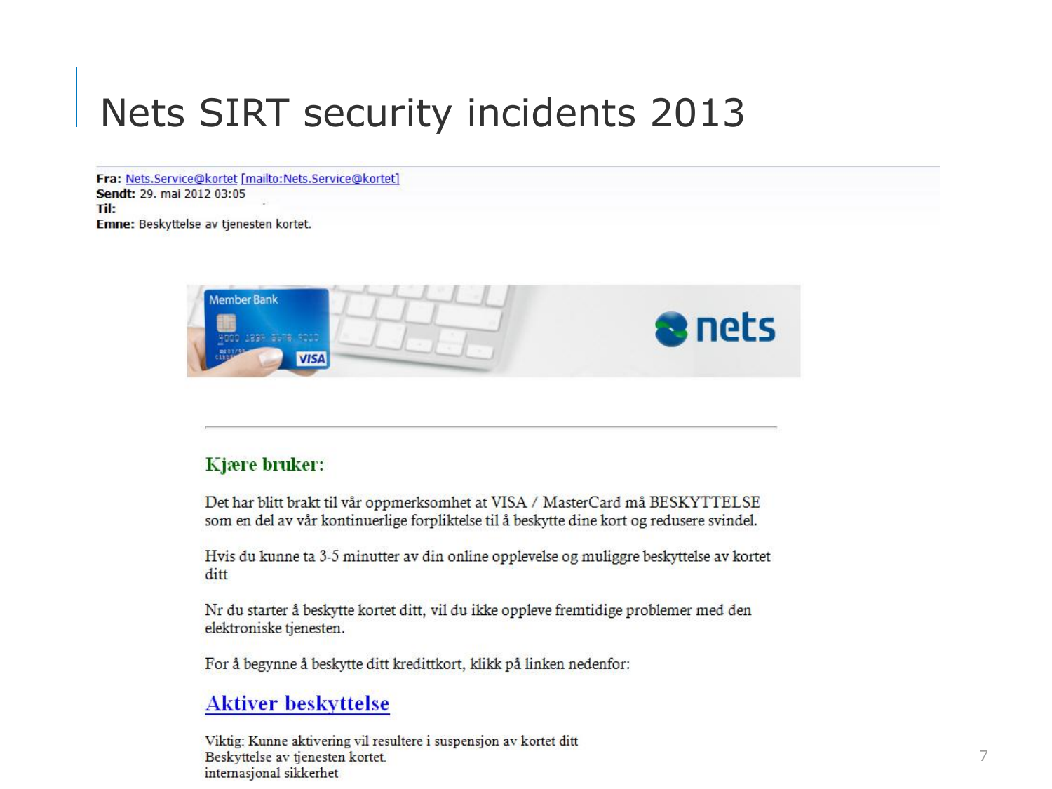# Nets SIRT security incidents 2013

**Fra:** Nets.Service@kortet [mailto:Nets.Service@kortet]
**Sendt:** 29. mai 2012 03:05
**Til:**
**Emne:** Beskyttelse av tjenesten kortet.

Member Bank

4000 1234 5678 9010

VISA

nets

---

**Kjære bruker:**

Det har blitt brakt til vår oppmerksomhet at VISA / MasterCard må BESKYTTELSE som en del av vår kontinuerlige forpliktelse til å beskytte dine kort og redusere svindel.

Hvis du kunne ta 3-5 minutter av din online opplevelse og muliggre beskyttelse av kortet ditt

Nr du starter å beskytte kortet ditt, vil du ikke oppleve fremtidige problemer med den elektroniske tjenesten.

For å begynne å beskytte ditt kredittkort, klikk på linken nedenfor:

## Aktiver beskyttelse

Viktig: Kunne aktivering vil resultere i suspensjon av kortet ditt
Beskyttelse av tjenesten kortet.
internasjonal sikkerhet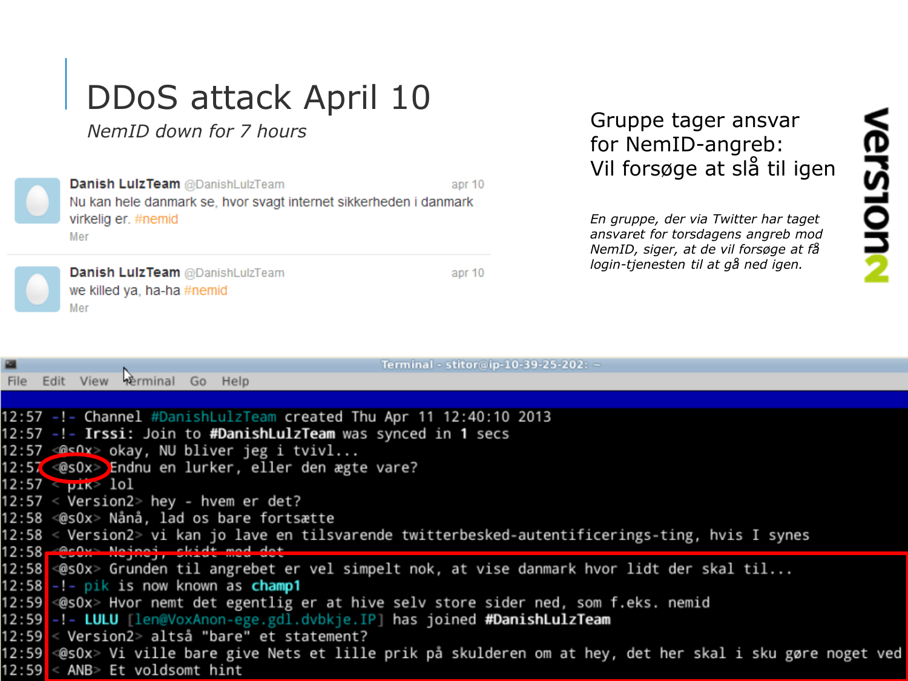# DDoS attack April 10

*NemID down for 7 hours*

**Danish LulzTeam** @DanishLulzTeam — apr 10

Nu kan hele danmark se, hvor svagt internet sikkerheden i danmark virkelig er. #nemid

Mer

**Danish LulzTeam** @DanishLulzTeam — apr 10

we killed ya, ha-ha #nemid

Mer

## Gruppe tager ansvar for NemID-angreb: Vil forsøge at slå til igen

*En gruppe, der via Twitter har taget ansvaret for torsdagens angreb mod NemID, siger, at de vil forsøge at få login-tjenesten til at gå ned igen.*

version2

Terminal - stitor@ip-10-39-25-202: ~

File Edit View Terminal Go Help

```
12:57 -!- Channel #DanishLulzTeam created Thu Apr 11 12:40:10 2013
12:57 -!- Irssi: Join to #DanishLulzTeam was synced in 1 secs
12:57 <@s0x> okay, NU bliver jeg i tvivl...
12:57 <@s0x> Endnu en lurker, eller den ægte vare?
12:57 < pik> lol
12:57 < Version2> hey - hvem er det?
12:58 <@s0x> Nånå, lad os bare fortsætte
12:58 < Version2> vi kan jo lave en tilsvarende twitterbesked-autentificerings-ting, hvis I synes
12:58 <@s0x> Nejnej, skidt med det
12:58 <@s0x> Grunden til angrebet er vel simpelt nok, at vise danmark hvor lidt der skal til...
12:58 -!- pik is now known as champ1
12:59 <@s0x> Hvor nemt det egentlig er at hive selv store sider ned, som f.eks. nemid
12:59 -!- LULU [len@VoxAnon-ege.gdl.dvbkje.IP] has joined #DanishLulzTeam
12:59 < Version2> altså "bare" et statement?
12:59 <@s0x> Vi ville bare give Nets et lille prik på skulderen om at hey, det her skal i sku gøre noget ved
12:59 < ANB> Et voldsomt hint
```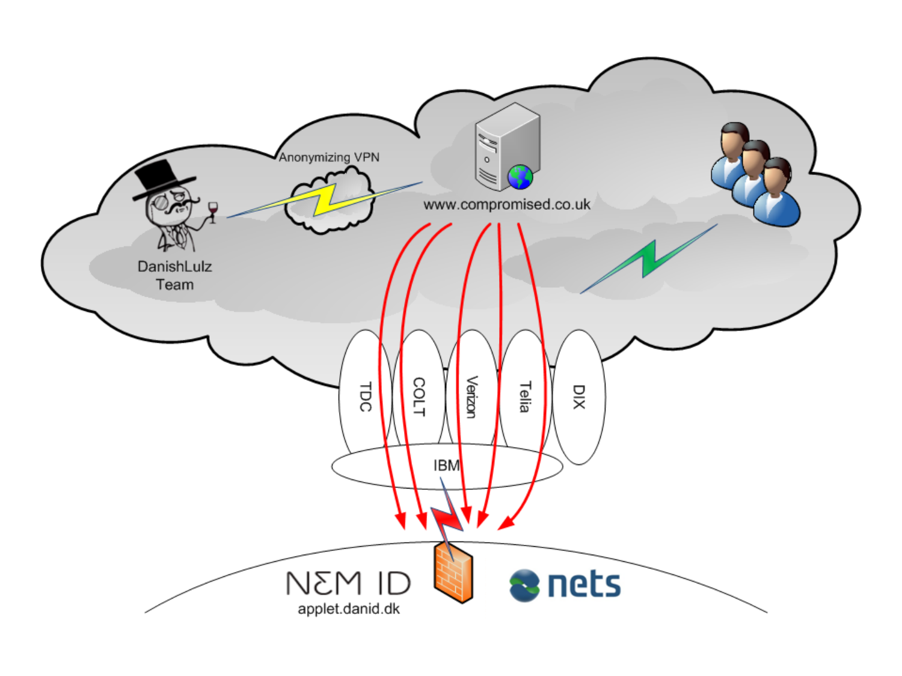DanishLulz Team

Anonymizing VPN

www.compromised.co.uk

TDC

COLT

Verizon

Telia

DIX

IBM

NEM ID

applet.danid.dk

nets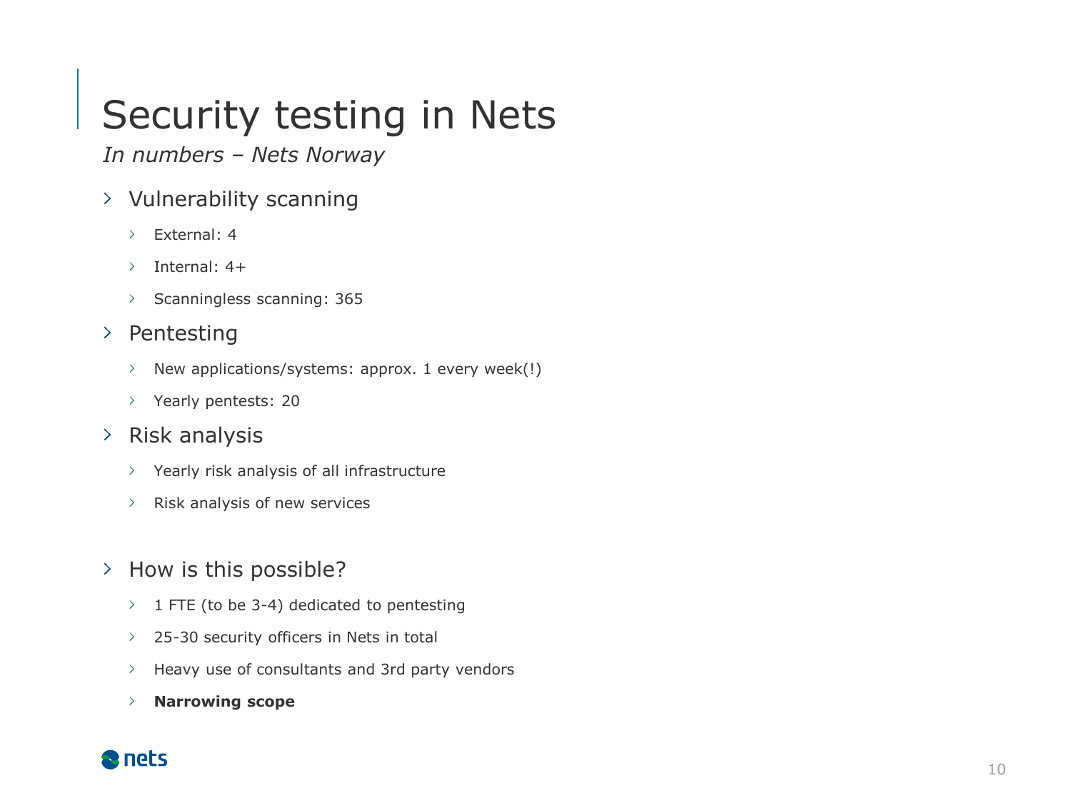# Security testing in Nets

*In numbers – Nets Norway*

- Vulnerability scanning
  - External: 4
  - Internal: 4+
  - Scanningless scanning: 365
- Pentesting
  - New applications/systems: approx. 1 every week(!)
  - Yearly pentests: 20
- Risk analysis
  - Yearly risk analysis of all infrastructure
  - Risk analysis of new services

- How is this possible?
  - 1 FTE (to be 3-4) dedicated to pentesting
  - 25-30 security officers in Nets in total
  - Heavy use of consultants and 3rd party vendors
  - **Narrowing scope**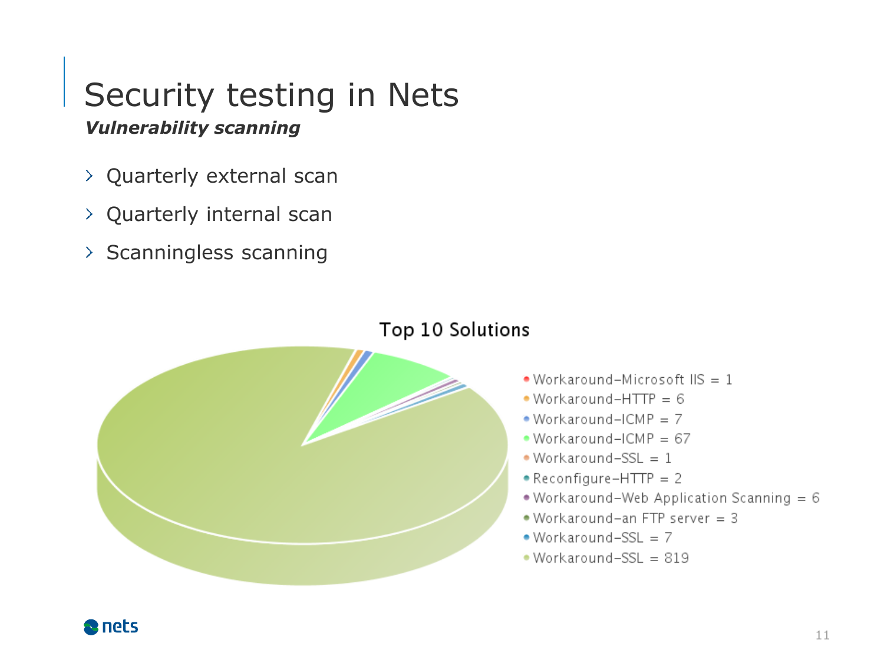# Security testing in Nets

***Vulnerability scanning***

- Quarterly external scan
- Quarterly internal scan
- Scanningless scanning

**Top 10 Solutions**

- Workaround–Microsoft IIS = 1
- Workaround–HTTP = 6
- Workaround–ICMP = 7
- Workaround–ICMP = 67
- Workaround–SSL = 1
- Reconfigure–HTTP = 2
- Workaround–Web Application Scanning = 6
- Workaround–an FTP server = 3
- Workaround–SSL = 7
- Workaround–SSL = 819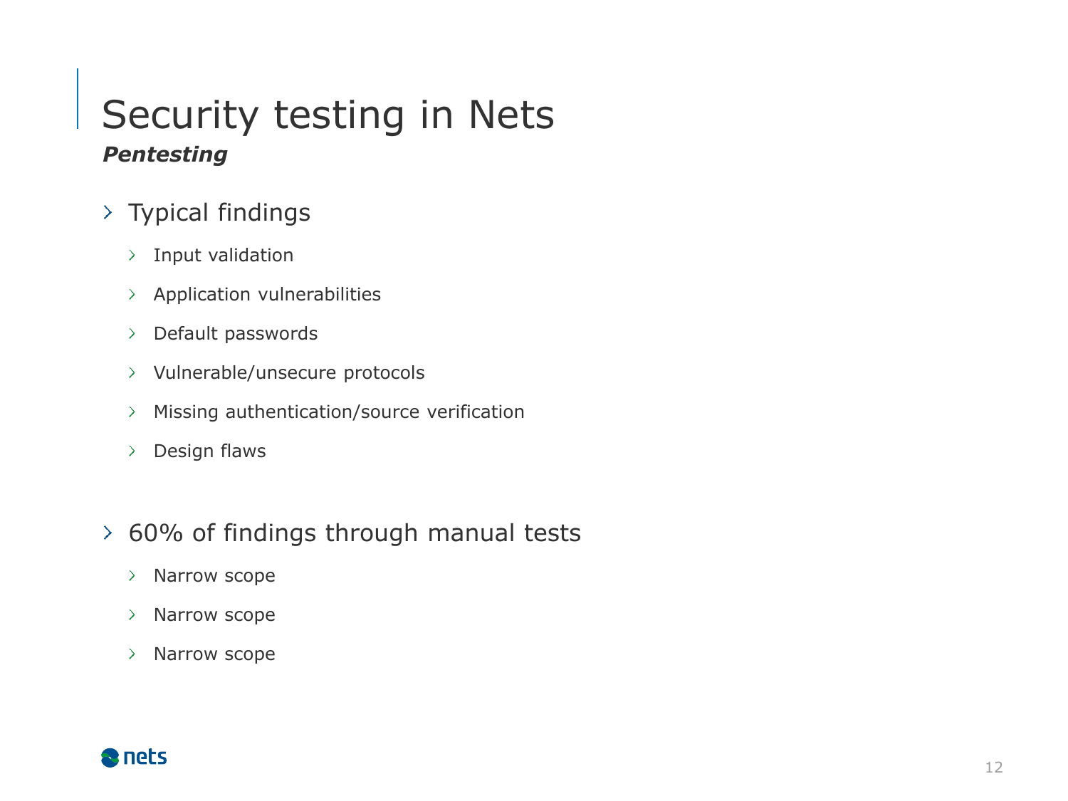# Security testing in Nets

***Pentesting***

- Typical findings
  - Input validation
  - Application vulnerabilities
  - Default passwords
  - Vulnerable/unsecure protocols
  - Missing authentication/source verification
  - Design flaws

- 60% of findings through manual tests
  - Narrow scope
  - Narrow scope
  - Narrow scope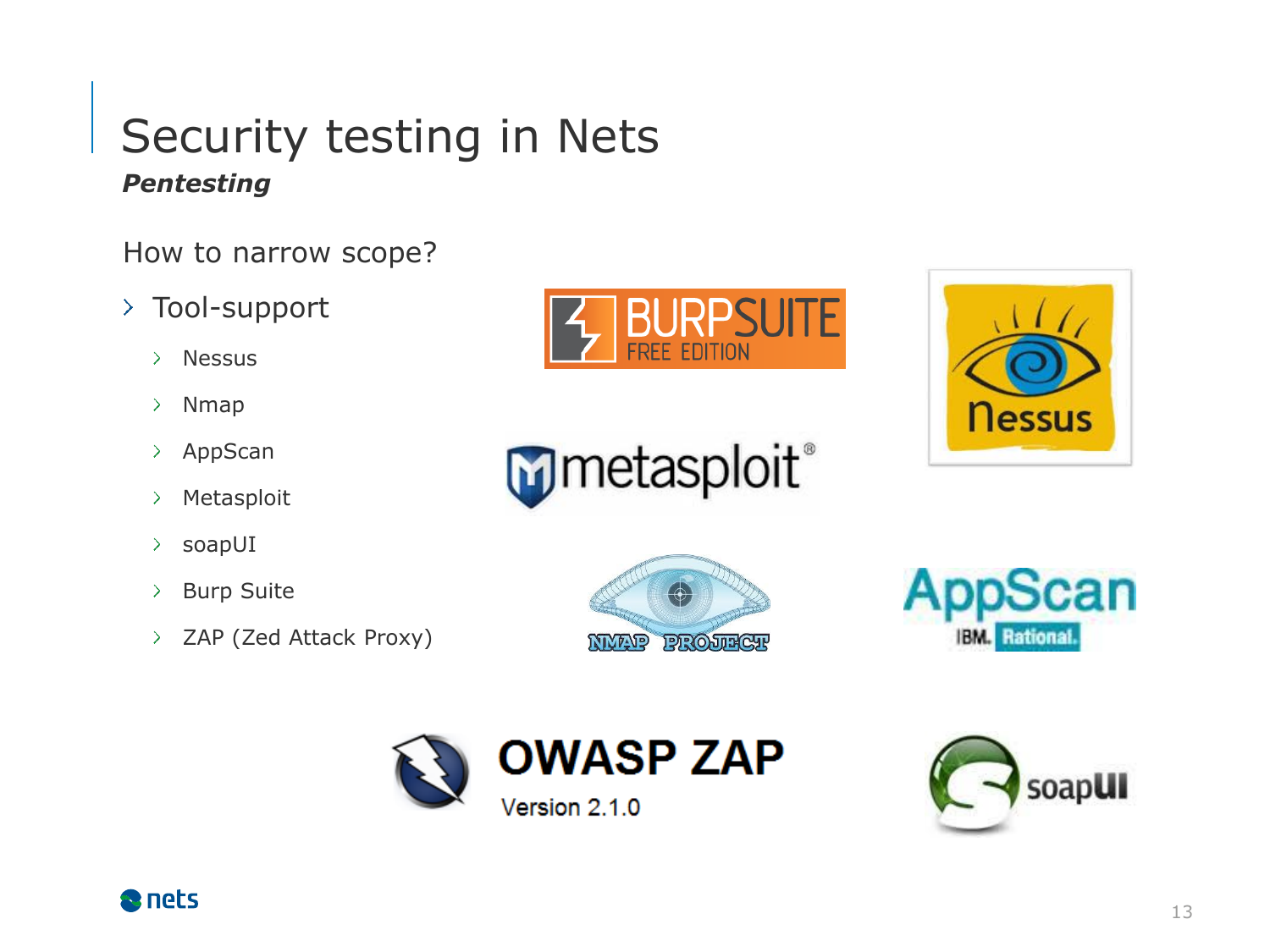# Security testing in Nets

***Pentesting***

How to narrow scope?

- Tool-support
  - Nessus
  - Nmap
  - AppScan
  - Metasploit
  - soapUI
  - Burp Suite
  - ZAP (Zed Attack Proxy)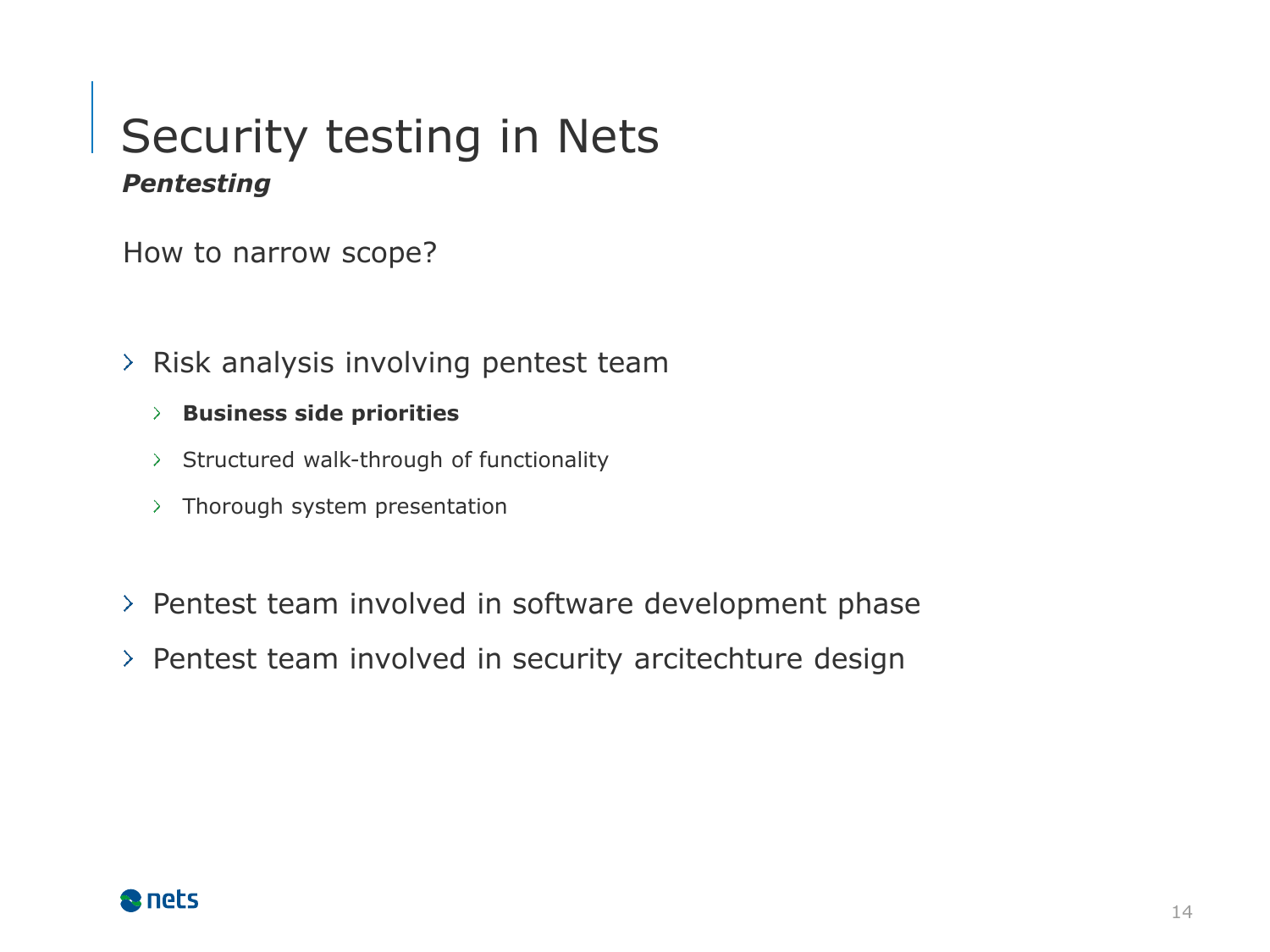# Security testing in Nets

***Pentesting***

How to narrow scope?

- Risk analysis involving pentest team
  - **Business side priorities**
  - Structured walk-through of functionality
  - Thorough system presentation
- Pentest team involved in software development phase
- Pentest team involved in security arcitechture design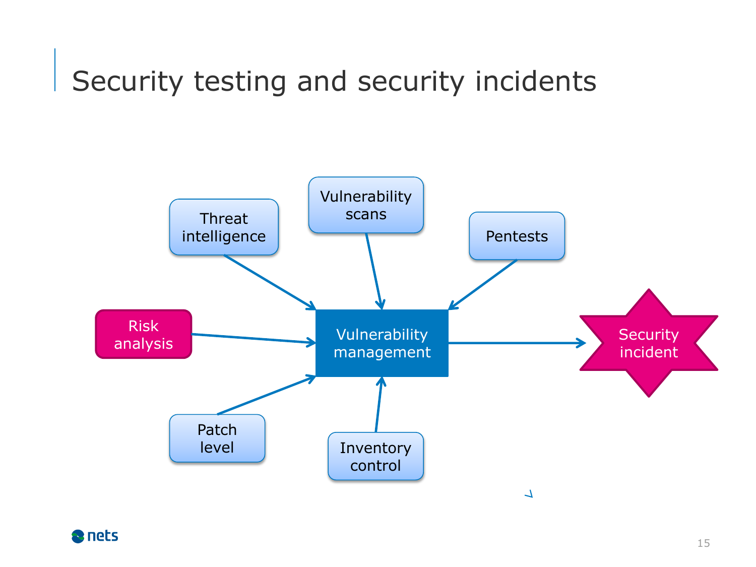# Security testing and security incidents

Threat intelligence

Vulnerability scans

Pentests

Risk analysis

Vulnerability management

Security incident

Patch level

Inventory control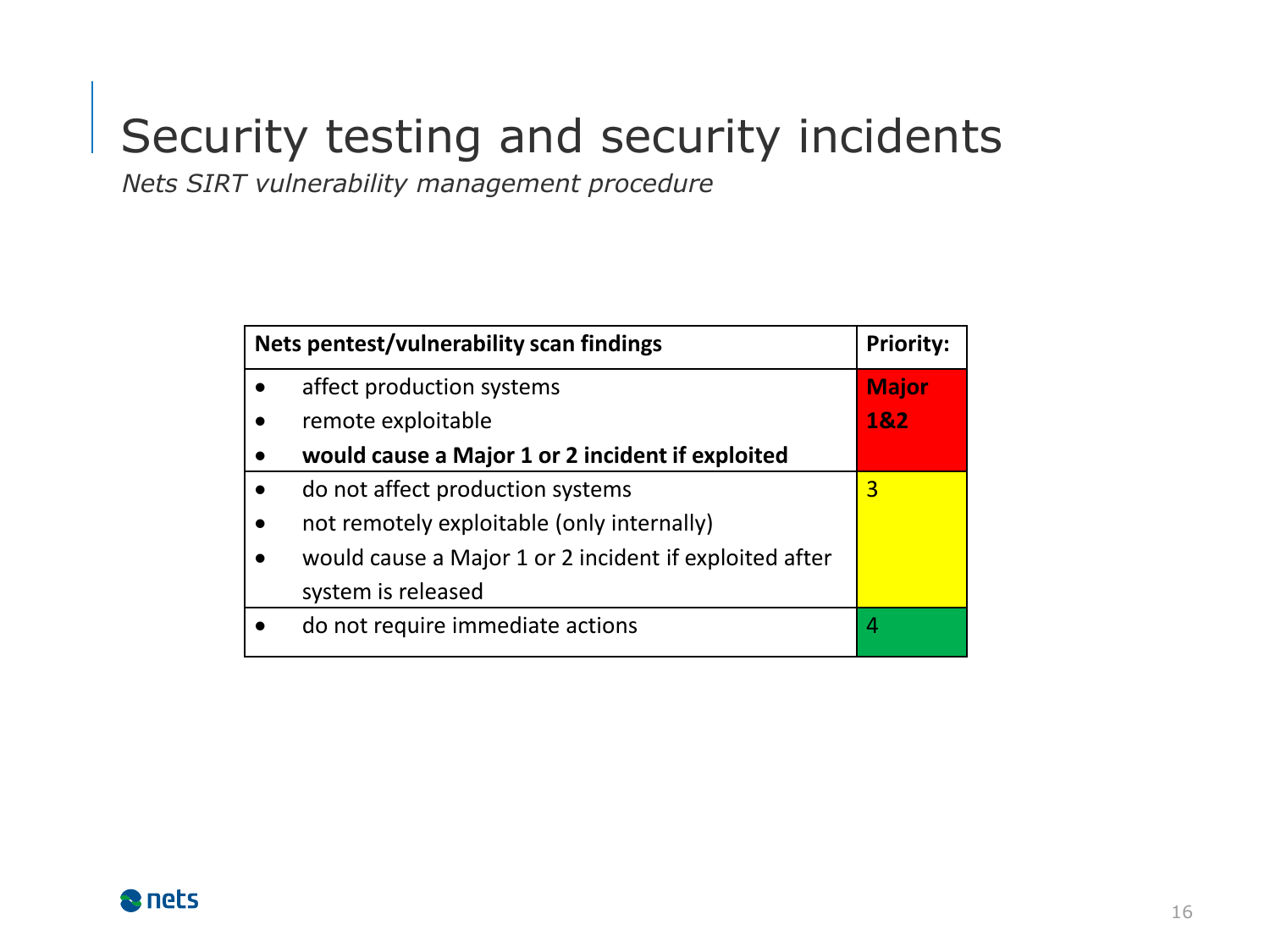# Security testing and security incidents

*Nets SIRT vulnerability management procedure*

| Nets pentest/vulnerability scan findings | Priority: |
|---|---|
| • affect production systems<br>• remote exploitable<br>• **would cause a Major 1 or 2 incident if exploited** | **Major 1&2** |
| • do not affect production systems<br>• not remotely exploitable (only internally)<br>• would cause a Major 1 or 2 incident if exploited after system is released | 3 |
| • do not require immediate actions | 4 |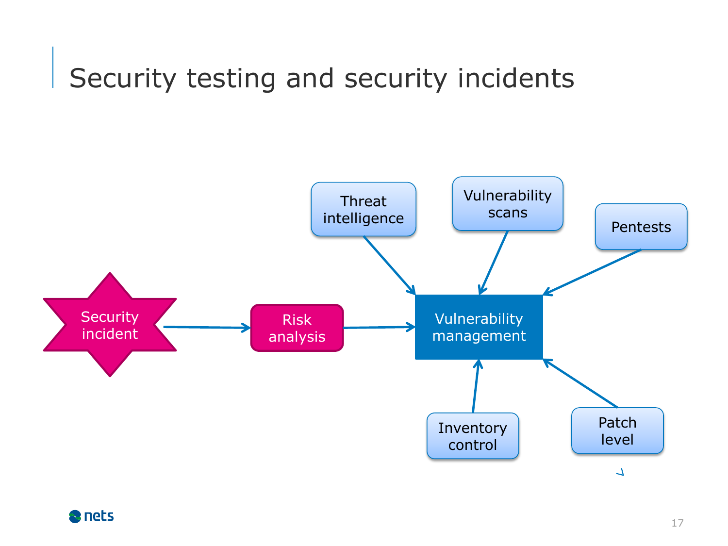# Security testing and security incidents

Security incident

Risk analysis

Vulnerability management

Threat intelligence

Vulnerability scans

Pentests

Inventory control

Patch level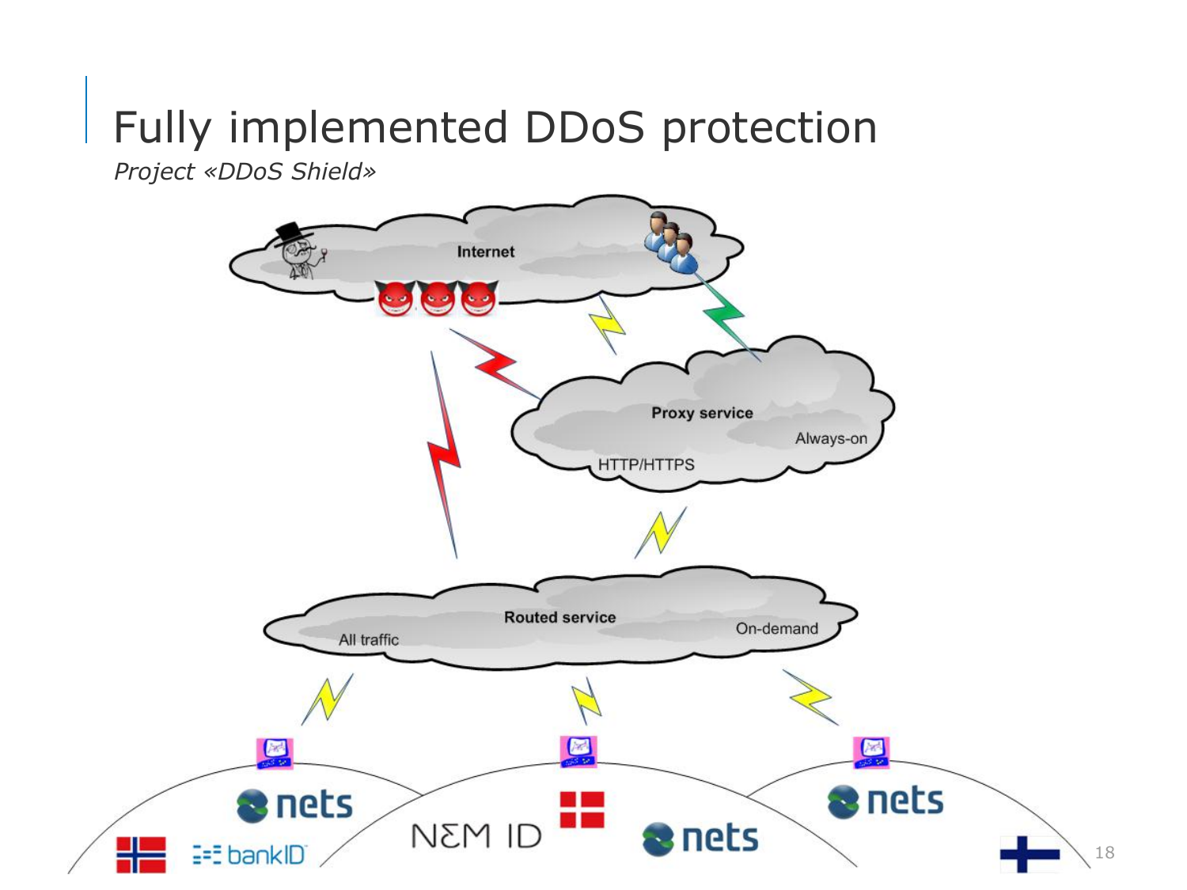# Fully implemented DDoS protection

*Project «DDoS Shield»*

Internet

Proxy service

Always-on

HTTP/HTTPS

Routed service

All traffic

On-demand

nets

bankID

NEM ID

nets

nets